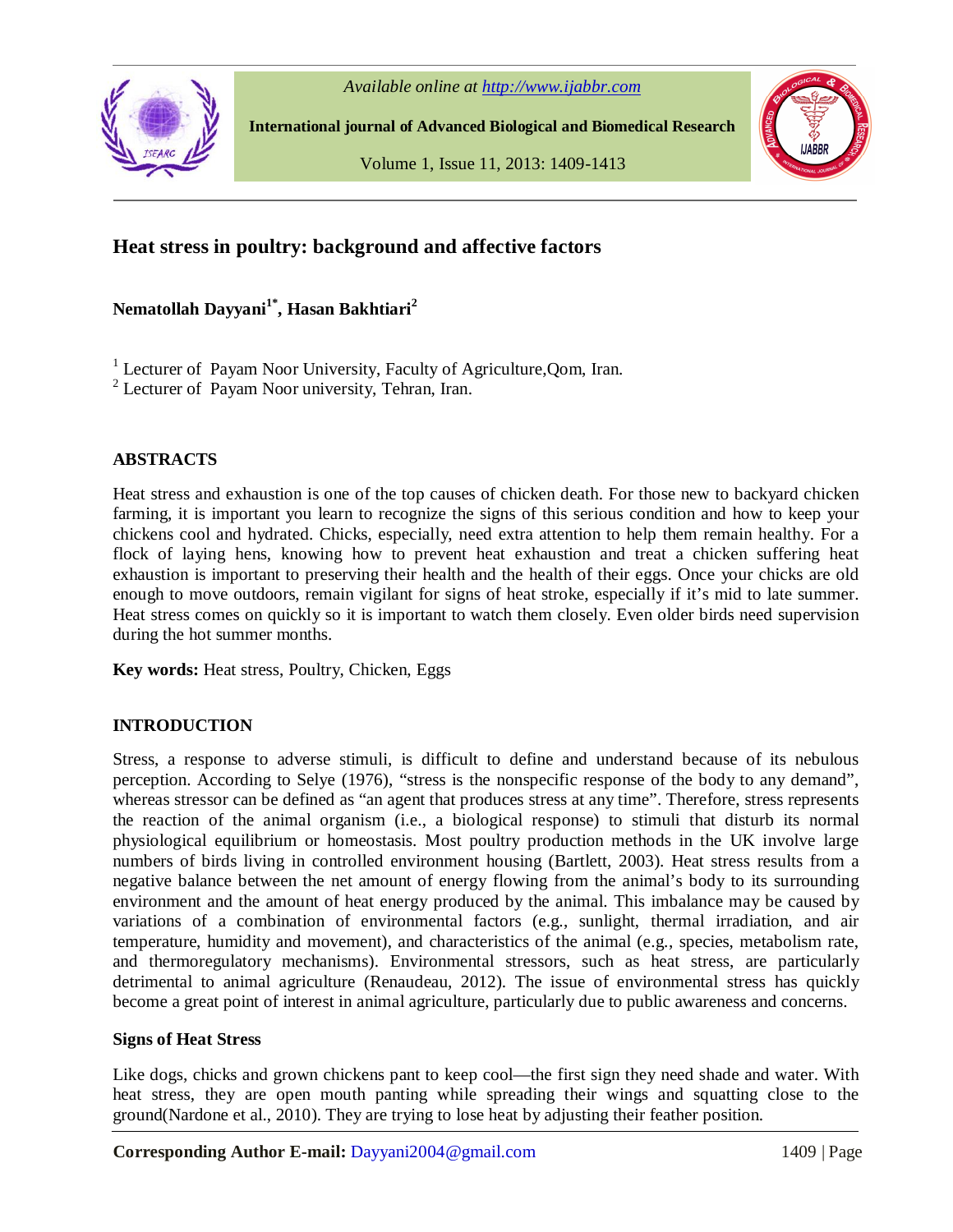# Heat stress in poultry: background and affective factors

**Nematollah Dayyani[1*], Hasan Bakhtiari[2]**

[1] Lecturer of Payam Noor University, Faculty of Agriculture,Qom, Iran.
[2] Lecturer of Payam Noor university, Tehran, Iran.

## ABSTRACTS

Heat stress and exhaustion is one of the top causes of chicken death. For those new to backyard chicken farming, it is important you learn to recognize the signs of this serious condition and how to keep your chickens cool and hydrated. Chicks, especially, need extra attention to help them remain healthy. For a flock of laying hens, knowing how to prevent heat exhaustion and treat a chicken suffering heat exhaustion is important to preserving their health and the health of their eggs. Once your chicks are old enough to move outdoors, remain vigilant for signs of heat stroke, especially if it's mid to late summer. Heat stress comes on quickly so it is important to watch them closely. Even older birds need supervision during the hot summer months.

**Key words:** Heat stress, Poultry, Chicken, Eggs

## INTRODUCTION

Stress, a response to adverse stimuli, is difficult to define and understand because of its nebulous perception. According to Selye (1976), "stress is the nonspecific response of the body to any demand", whereas stressor can be defined as "an agent that produces stress at any time". Therefore, stress represents the reaction of the animal organism (i.e., a biological response) to stimuli that disturb its normal physiological equilibrium or homeostasis. Most poultry production methods in the UK involve large numbers of birds living in controlled environment housing (Bartlett, 2003). Heat stress results from a negative balance between the net amount of energy flowing from the animal's body to its surrounding environment and the amount of heat energy produced by the animal. This imbalance may be caused by variations of a combination of environmental factors (e.g., sunlight, thermal irradiation, and air temperature, humidity and movement), and characteristics of the animal (e.g., species, metabolism rate, and thermoregulatory mechanisms). Environmental stressors, such as heat stress, are particularly detrimental to animal agriculture (Renaudeau, 2012). The issue of environmental stress has quickly become a great point of interest in animal agriculture, particularly due to public awareness and concerns.

### Signs of Heat Stress

Like dogs, chicks and grown chickens pant to keep cool—the first sign they need shade and water. With heat stress, they are open mouth panting while spreading their wings and squatting close to the ground(Nardone et al., 2010). They are trying to lose heat by adjusting their feather position.

**Corresponding Author E-mail:** Dayyani2004@gmail.com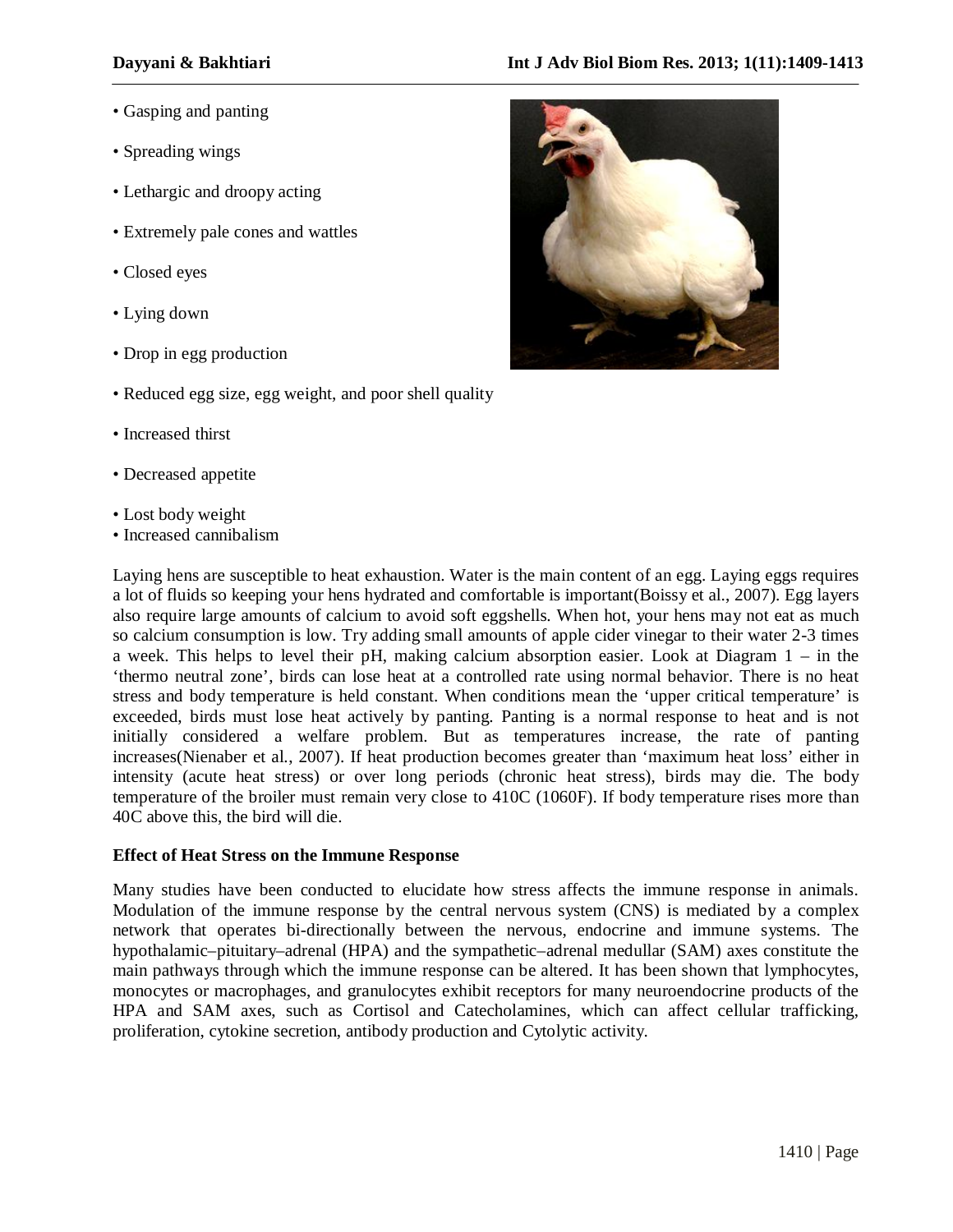- Gasping and panting
- Spreading wings
- Lethargic and droopy acting
- Extremely pale cones and wattles
- Closed eyes
- Lying down
- Drop in egg production
- Reduced egg size, egg weight, and poor shell quality
- Increased thirst
- Decreased appetite
- Lost body weight
- Increased cannibalism

Laying hens are susceptible to heat exhaustion. Water is the main content of an egg. Laying eggs requires a lot of fluids so keeping your hens hydrated and comfortable is important(Boissy et al., 2007). Egg layers also require large amounts of calcium to avoid soft eggshells. When hot, your hens may not eat as much so calcium consumption is low. Try adding small amounts of apple cider vinegar to their water 2-3 times a week. This helps to level their pH, making calcium absorption easier. Look at Diagram 1 – in the 'thermo neutral zone', birds can lose heat at a controlled rate using normal behavior. There is no heat stress and body temperature is held constant. When conditions mean the 'upper critical temperature' is exceeded, birds must lose heat actively by panting. Panting is a normal response to heat and is not initially considered a welfare problem. But as temperatures increase, the rate of panting increases(Nienaber et al., 2007). If heat production becomes greater than 'maximum heat loss' either in intensity (acute heat stress) or over long periods (chronic heat stress), birds may die. The body temperature of the broiler must remain very close to 410C (1060F). If body temperature rises more than 40C above this, the bird will die.

**Effect of Heat Stress on the Immune Response**

Many studies have been conducted to elucidate how stress affects the immune response in animals. Modulation of the immune response by the central nervous system (CNS) is mediated by a complex network that operates bi-directionally between the nervous, endocrine and immune systems. The hypothalamic–pituitary–adrenal (HPA) and the sympathetic–adrenal medullar (SAM) axes constitute the main pathways through which the immune response can be altered. It has been shown that lymphocytes, monocytes or macrophages, and granulocytes exhibit receptors for many neuroendocrine products of the HPA and SAM axes, such as Cortisol and Catecholamines, which can affect cellular trafficking, proliferation, cytokine secretion, antibody production and Cytolytic activity.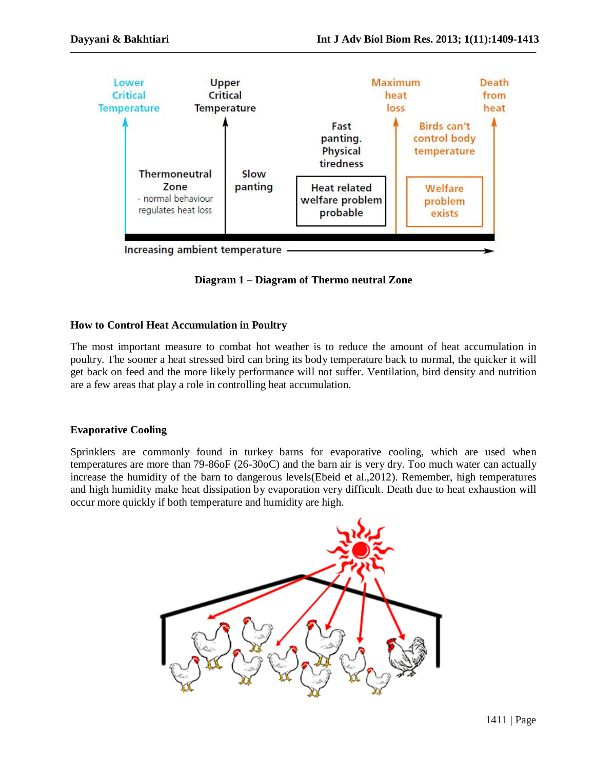**Diagram 1 – Diagram of Thermo neutral Zone**

## How to Control Heat Accumulation in Poultry

The most important measure to combat hot weather is to reduce the amount of heat accumulation in poultry. The sooner a heat stressed bird can bring its body temperature back to normal, the quicker it will get back on feed and the more likely performance will not suffer. Ventilation, bird density and nutrition are a few areas that play a role in controlling heat accumulation.

## Evaporative Cooling

Sprinklers are commonly found in turkey barns for evaporative cooling, which are used when temperatures are more than 79-86oF (26-30oC) and the barn air is very dry. Too much water can actually increase the humidity of the barn to dangerous levels(Ebeid et al.,2012). Remember, high temperatures and high humidity make heat dissipation by evaporation very difficult. Death due to heat exhaustion will occur more quickly if both temperature and humidity are high.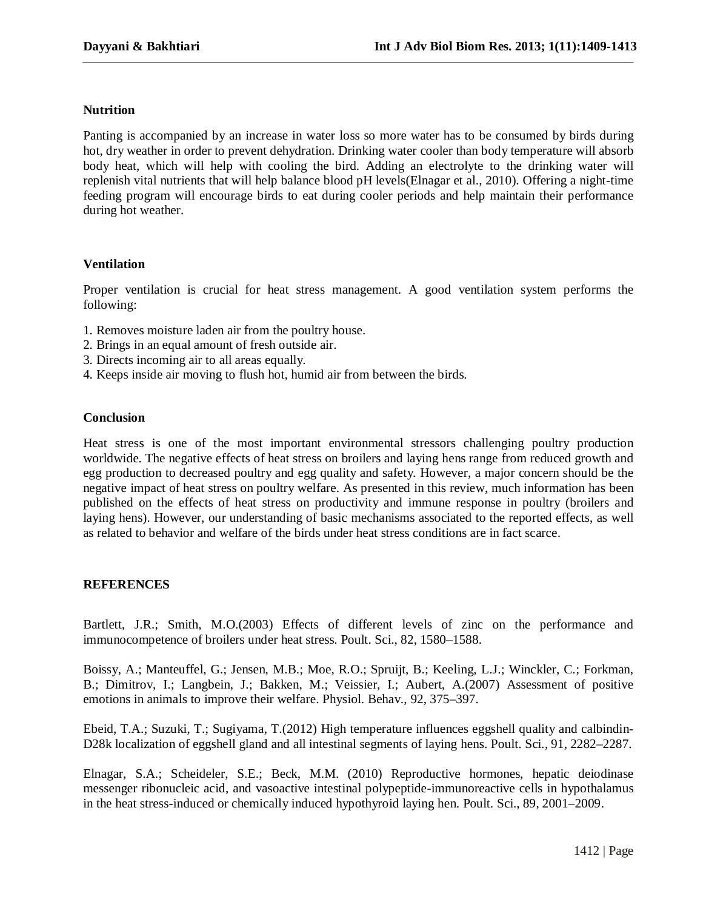## Nutrition

Panting is accompanied by an increase in water loss so more water has to be consumed by birds during hot, dry weather in order to prevent dehydration. Drinking water cooler than body temperature will absorb body heat, which will help with cooling the bird. Adding an electrolyte to the drinking water will replenish vital nutrients that will help balance blood pH levels(Elnagar et al., 2010). Offering a night-time feeding program will encourage birds to eat during cooler periods and help maintain their performance during hot weather.

## Ventilation

Proper ventilation is crucial for heat stress management. A good ventilation system performs the following:

1. Removes moisture laden air from the poultry house.
2. Brings in an equal amount of fresh outside air.
3. Directs incoming air to all areas equally.
4. Keeps inside air moving to flush hot, humid air from between the birds.

## Conclusion

Heat stress is one of the most important environmental stressors challenging poultry production worldwide. The negative effects of heat stress on broilers and laying hens range from reduced growth and egg production to decreased poultry and egg quality and safety. However, a major concern should be the negative impact of heat stress on poultry welfare. As presented in this review, much information has been published on the effects of heat stress on productivity and immune response in poultry (broilers and laying hens). However, our understanding of basic mechanisms associated to the reported effects, as well as related to behavior and welfare of the birds under heat stress conditions are in fact scarce.

## REFERENCES

Bartlett, J.R.; Smith, M.O.(2003) Effects of different levels of zinc on the performance and immunocompetence of broilers under heat stress. Poult. Sci., 82, 1580–1588.

Boissy, A.; Manteuffel, G.; Jensen, M.B.; Moe, R.O.; Spruijt, B.; Keeling, L.J.; Winckler, C.; Forkman, B.; Dimitrov, I.; Langbein, J.; Bakken, M.; Veissier, I.; Aubert, A.(2007) Assessment of positive emotions in animals to improve their welfare. Physiol. Behav., 92, 375–397.

Ebeid, T.A.; Suzuki, T.; Sugiyama, T.(2012) High temperature influences eggshell quality and calbindin-D28k localization of eggshell gland and all intestinal segments of laying hens. Poult. Sci., 91, 2282–2287.

Elnagar, S.A.; Scheideler, S.E.; Beck, M.M. (2010) Reproductive hormones, hepatic deiodinase messenger ribonucleic acid, and vasoactive intestinal polypeptide-immunoreactive cells in hypothalamus in the heat stress-induced or chemically induced hypothyroid laying hen. Poult. Sci., 89, 2001–2009.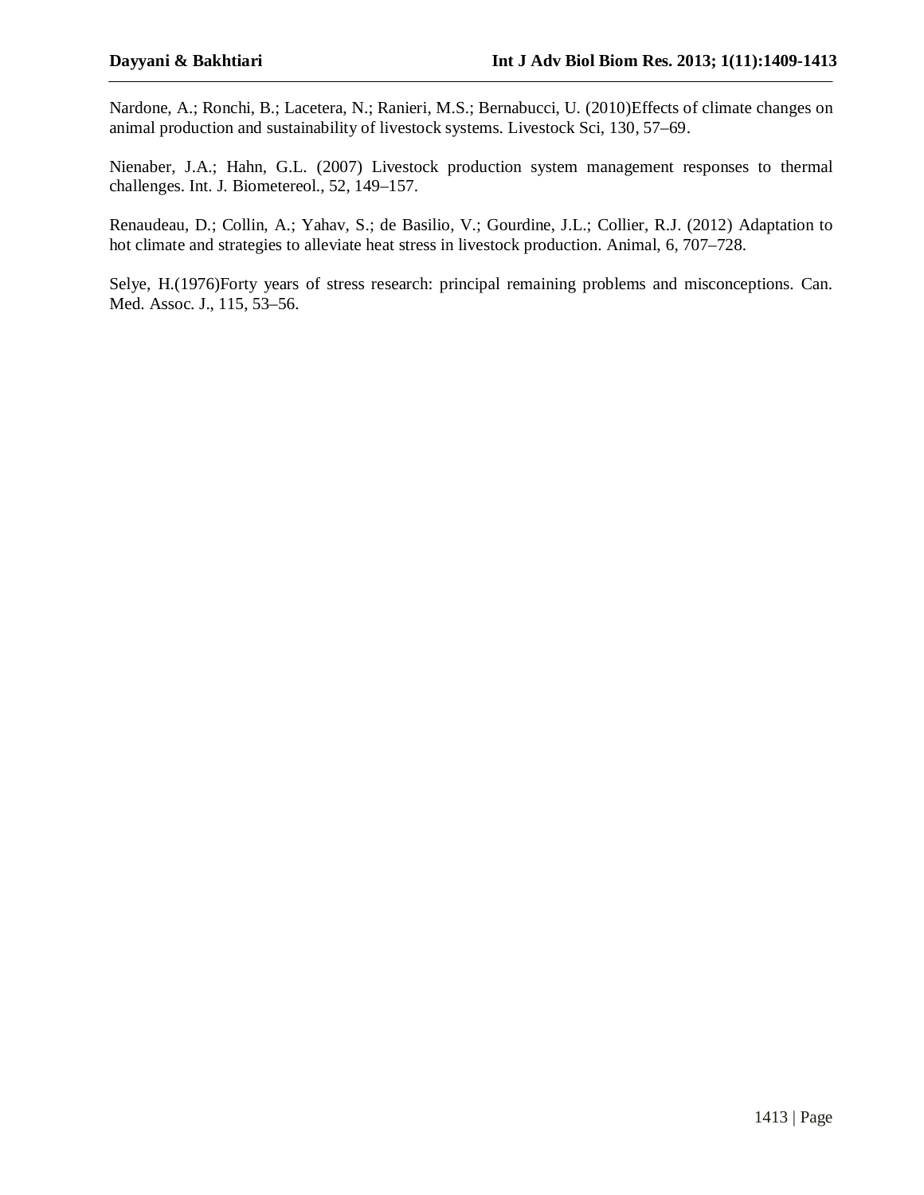Nardone, A.; Ronchi, B.; Lacetera, N.; Ranieri, M.S.; Bernabucci, U. (2010)Effects of climate changes on animal production and sustainability of livestock systems. Livestock Sci, 130, 57–69.

Nienaber, J.A.; Hahn, G.L. (2007) Livestock production system management responses to thermal challenges. Int. J. Biometereol., 52, 149–157.

Renaudeau, D.; Collin, A.; Yahav, S.; de Basilio, V.; Gourdine, J.L.; Collier, R.J. (2012) Adaptation to hot climate and strategies to alleviate heat stress in livestock production. Animal, 6, 707–728.

Selye, H.(1976)Forty years of stress research: principal remaining problems and misconceptions. Can. Med. Assoc. J., 115, 53–56.